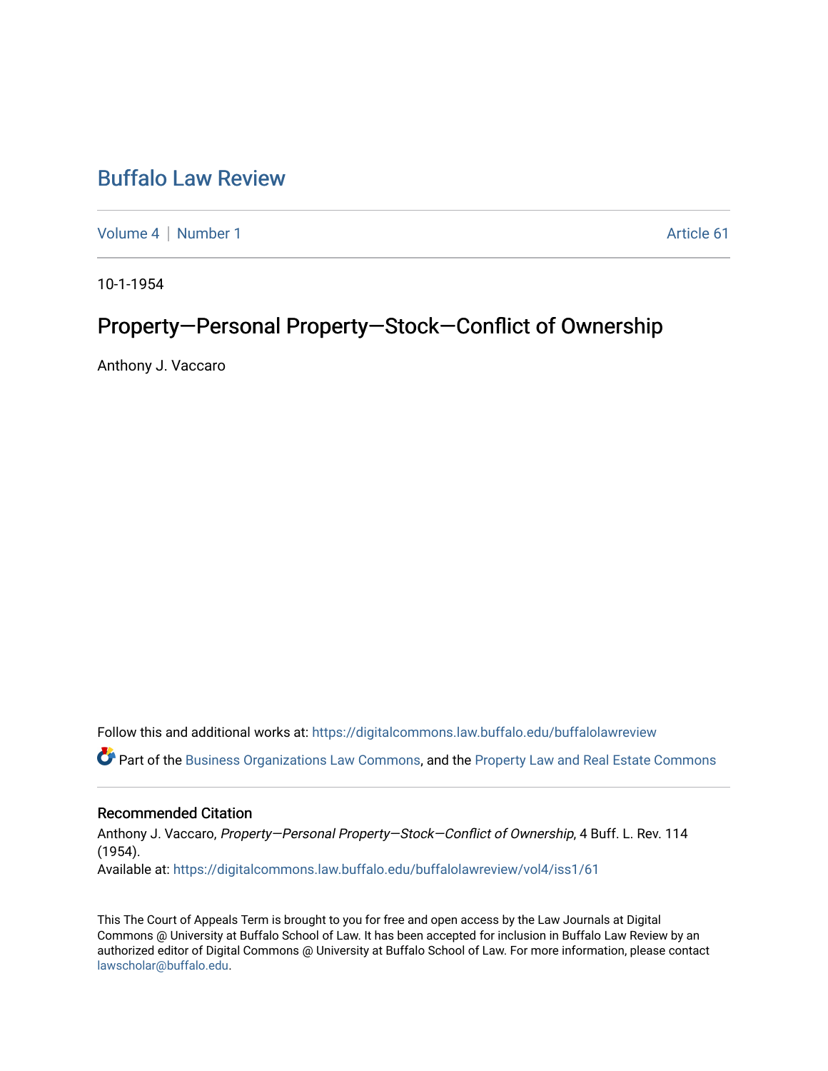# Buffalo Law Review

Volume 4 | Number 1 Article 61

10-1-1954

## Property—Personal Property—Stock—Conflict of Ownership

Anthony J. Vaccaro

Follow this and additional works at: https://digitalcommons.law.buffalo.edu/buffalolawreview

Part of the Business Organizations Law Commons, and the Property Law and Real Estate Commons

### Recommended Citation

Anthony J. Vaccaro, *Property—Personal Property—Stock—Conflict of Ownership*, 4 Buff. L. Rev. 114 (1954).
Available at: https://digitalcommons.law.buffalo.edu/buffalolawreview/vol4/iss1/61

This The Court of Appeals Term is brought to you for free and open access by the Law Journals at Digital Commons @ University at Buffalo School of Law. It has been accepted for inclusion in Buffalo Law Review by an authorized editor of Digital Commons @ University at Buffalo School of Law. For more information, please contact lawscholar@buffalo.edu.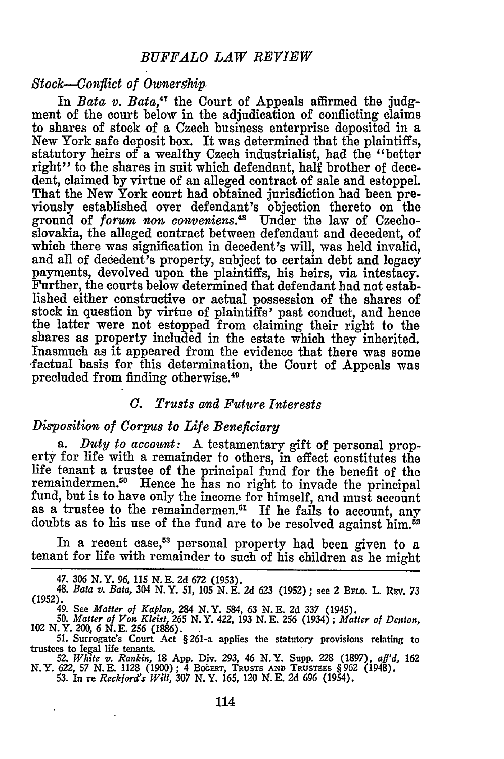*Stock—Conflict of Ownership*

In *Bata v. Bata*,[47] the Court of Appeals affirmed the judgment of the court below in the adjudication of conflicting claims to shares of stock of a Czech business enterprise deposited in a New York safe deposit box. It was determined that the plaintiffs, statutory heirs of a wealthy Czech industrialist, had the "better right" to the shares in suit which defendant, half brother of decedent, claimed by virtue of an alleged contract of sale and estoppel. That the New York court had obtained jurisdiction had been previously established over defendant's objection thereto on the ground of *forum non conveniens*.[48] Under the law of Czechoslovakia, the alleged contract between defendant and decedent, of which there was signification in decedent's will, was held invalid, and all of decedent's property, subject to certain debt and legacy payments, devolved upon the plaintiffs, his heirs, via intestacy. Further, the courts below determined that defendant had not established either constructive or actual possession of the shares of stock in question by virtue of plaintiffs' past conduct, and hence the latter were not estopped from claiming their right to the shares as property included in the estate which they inherited. Inasmuch as it appeared from the evidence that there was some factual basis for this determination, the Court of Appeals was precluded from finding otherwise.[49]

### C. *Trusts and Future Interests*

*Disposition of Corpus to Life Beneficiary*

a. *Duty to account:* A testamentary gift of personal property for life with a remainder to others, in effect constitutes the life tenant a trustee of the principal fund for the benefit of the remaindermen.[50] Hence he has no right to invade the principal fund, but is to have only the income for himself, and must account as a trustee to the remaindermen.[51] If he fails to account, any doubts as to his use of the fund are to be resolved against him.[52]

In a recent case,[53] personal property had been given to a tenant for life with remainder to such of his children as he might

---

47. 306 N.Y. 96, 115 N.E. 2d 672 (1953).

48. *Bata v. Bata*, 304 N.Y. 51, 105 N.E. 2d 623 (1952); see 2 BFLO. L. REV. 73 (1952).

49. See *Matter of Kaplan*, 284 N.Y. 584, 63 N.E. 2d 337 (1945).

50. *Matter of Von Kleist*, 265 N.Y. 422, 193 N.E. 256 (1934); *Matter of Denton*, 102 N.Y. 200, 6 N.E. 256 (1886).

51. Surrogate's Court Act § 261-a applies the statutory provisions relating to trustees to legal life tenants.

52. *White v. Rankin*, 18 App. Div. 293, 46 N.Y. Supp. 228 (1897), *aff'd*, 162 N.Y. 622, 57 N.E. 1128 (1900); 4 BOGERT, TRUSTS AND TRUSTEES § 962 (1948).

53. In re *Reckford's Will*, 307 N.Y. 165, 120 N.E. 2d 696 (1954).